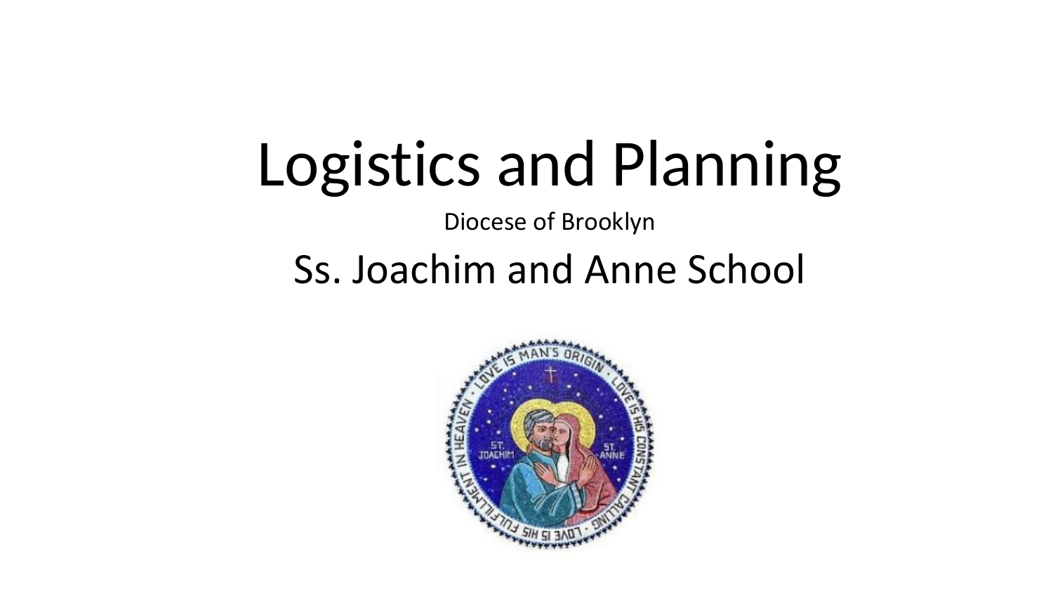# Logistics and Planning

Diocese of Brooklyn

## Ss. Joachim and Anne School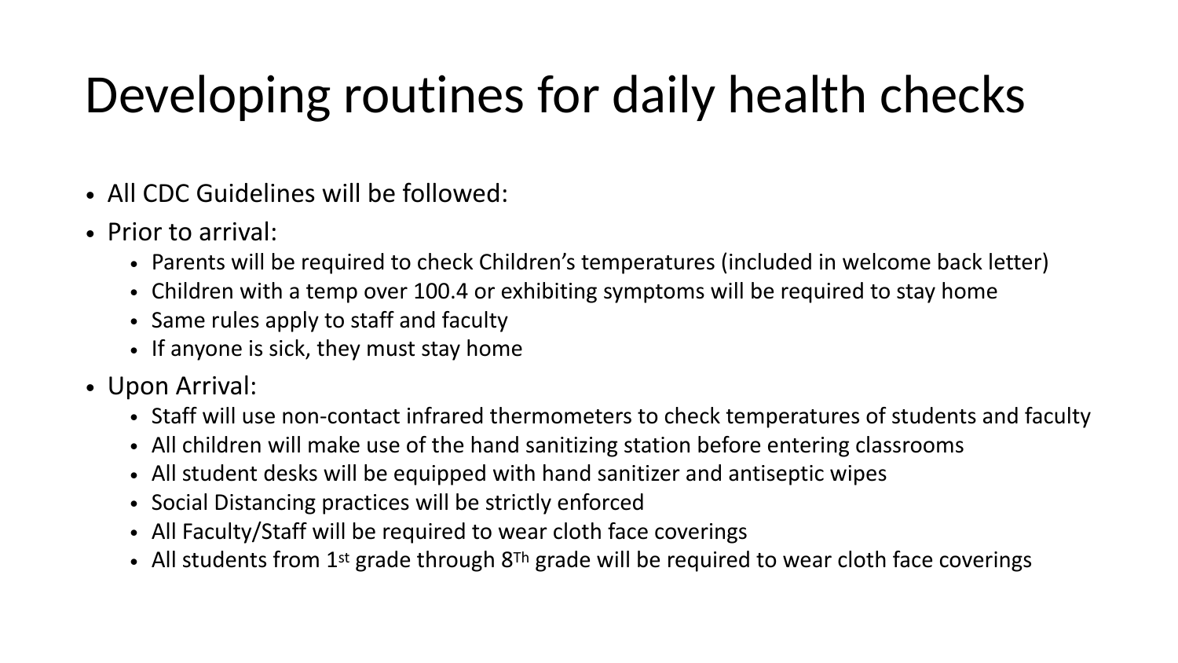# Developing routines for daily health checks

- All CDC Guidelines will be followed:
- Prior to arrival:
  - Parents will be required to check Children's temperatures (included in welcome back letter)
  - Children with a temp over 100.4 or exhibiting symptoms will be required to stay home
  - Same rules apply to staff and faculty
  - If anyone is sick, they must stay home
- Upon Arrival:
  - Staff will use non-contact infrared thermometers to check temperatures of students and faculty
  - All children will make use of the hand sanitizing station before entering classrooms
  - All student desks will be equipped with hand sanitizer and antiseptic wipes
  - Social Distancing practices will be strictly enforced
  - All Faculty/Staff will be required to wear cloth face coverings
  - All students from 1st grade through 8Th grade will be required to wear cloth face coverings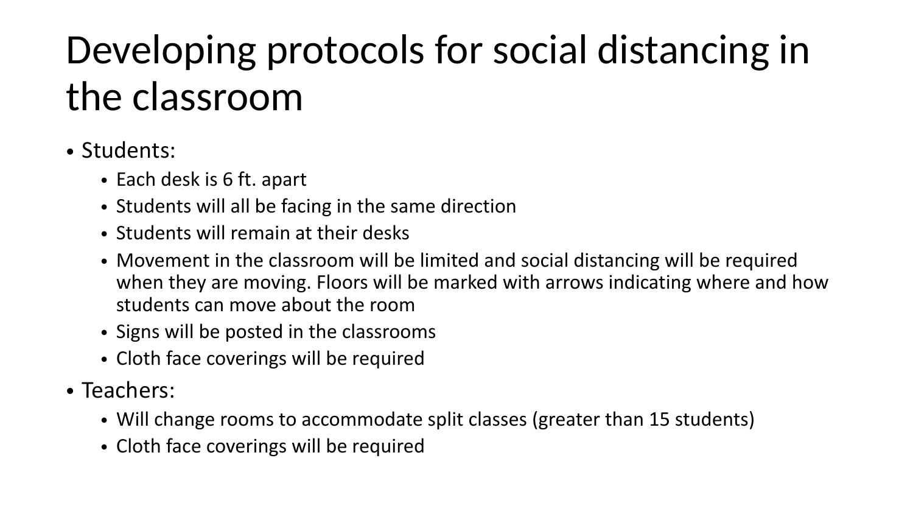# Developing protocols for social distancing in the classroom

- Students:
  - Each desk is 6 ft. apart
  - Students will all be facing in the same direction
  - Students will remain at their desks
  - Movement in the classroom will be limited and social distancing will be required when they are moving. Floors will be marked with arrows indicating where and how students can move about the room
  - Signs will be posted in the classrooms
  - Cloth face coverings will be required
- Teachers:
  - Will change rooms to accommodate split classes (greater than 15 students)
  - Cloth face coverings will be required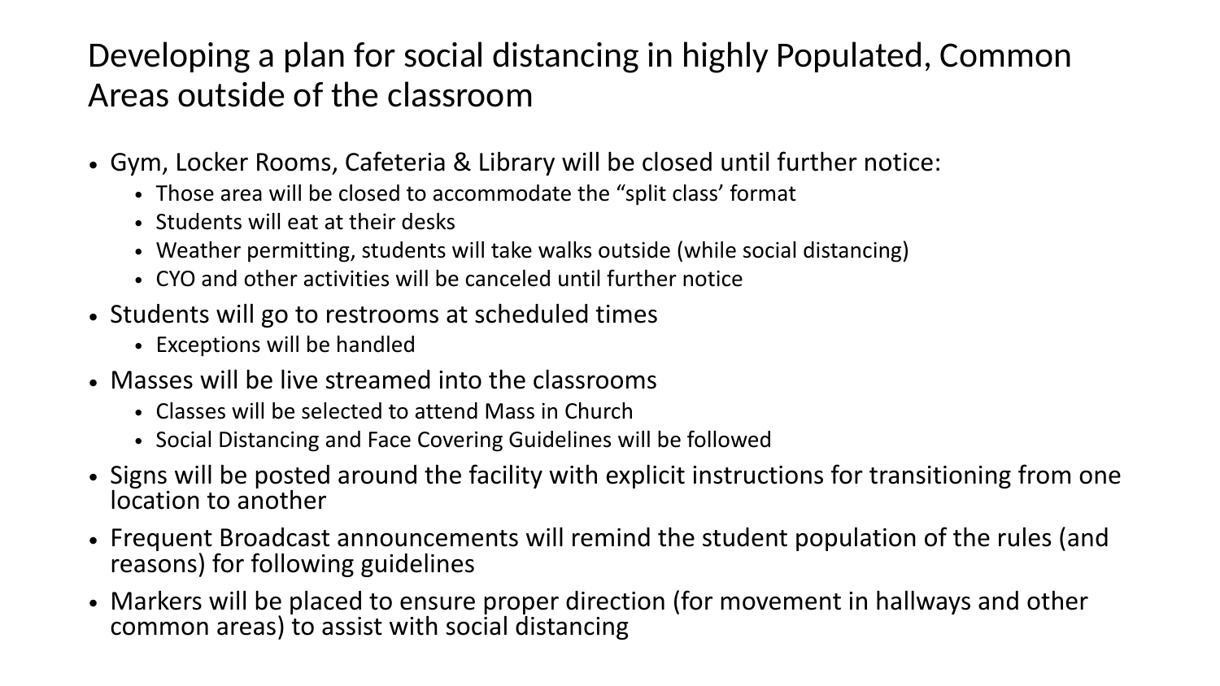# Developing a plan for social distancing in highly Populated, Common Areas outside of the classroom

- Gym, Locker Rooms, Cafeteria & Library will be closed until further notice:
  - Those area will be closed to accommodate the "split class' format
  - Students will eat at their desks
  - Weather permitting, students will take walks outside (while social distancing)
  - CYO and other activities will be canceled until further notice
- Students will go to restrooms at scheduled times
  - Exceptions will be handled
- Masses will be live streamed into the classrooms
  - Classes will be selected to attend Mass in Church
  - Social Distancing and Face Covering Guidelines will be followed
- Signs will be posted around the facility with explicit instructions for transitioning from one location to another
- Frequent Broadcast announcements will remind the student population of the rules (and reasons) for following guidelines
- Markers will be placed to ensure proper direction (for movement in hallways and other common areas) to assist with social distancing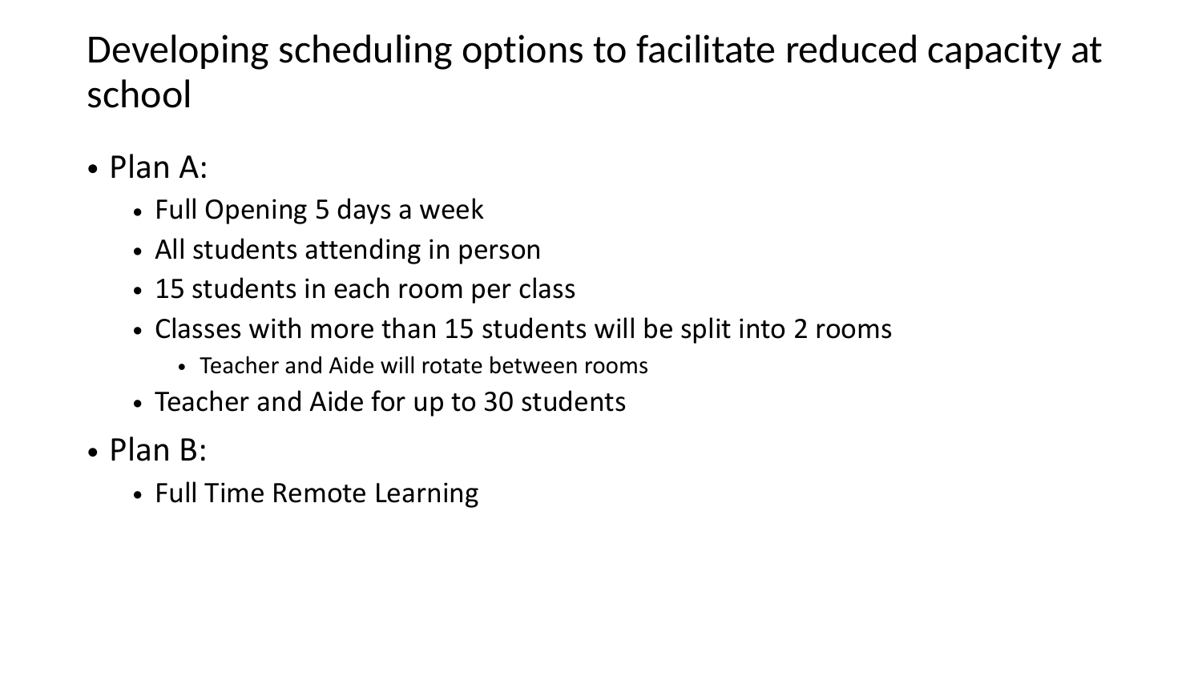# Developing scheduling options to facilitate reduced capacity at school

- Plan A:
  - Full Opening 5 days a week
  - All students attending in person
  - 15 students in each room per class
  - Classes with more than 15 students will be split into 2 rooms
    - Teacher and Aide will rotate between rooms
  - Teacher and Aide for up to 30 students
- Plan B:
  - Full Time Remote Learning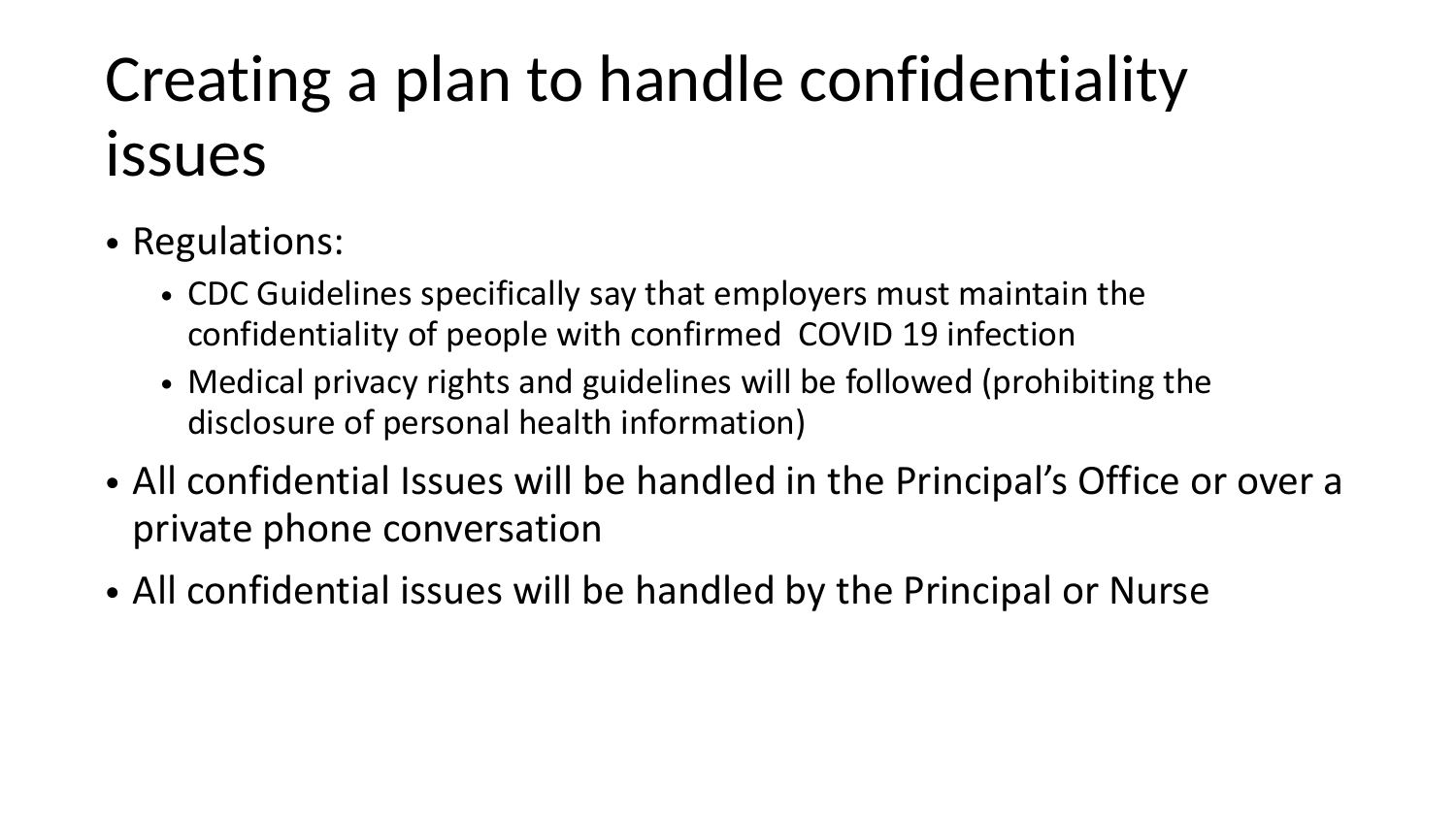# Creating a plan to handle confidentiality issues

- Regulations:
  - CDC Guidelines specifically say that employers must maintain the confidentiality of people with confirmed COVID 19 infection
  - Medical privacy rights and guidelines will be followed (prohibiting the disclosure of personal health information)
- All confidential Issues will be handled in the Principal's Office or over a private phone conversation
- All confidential issues will be handled by the Principal or Nurse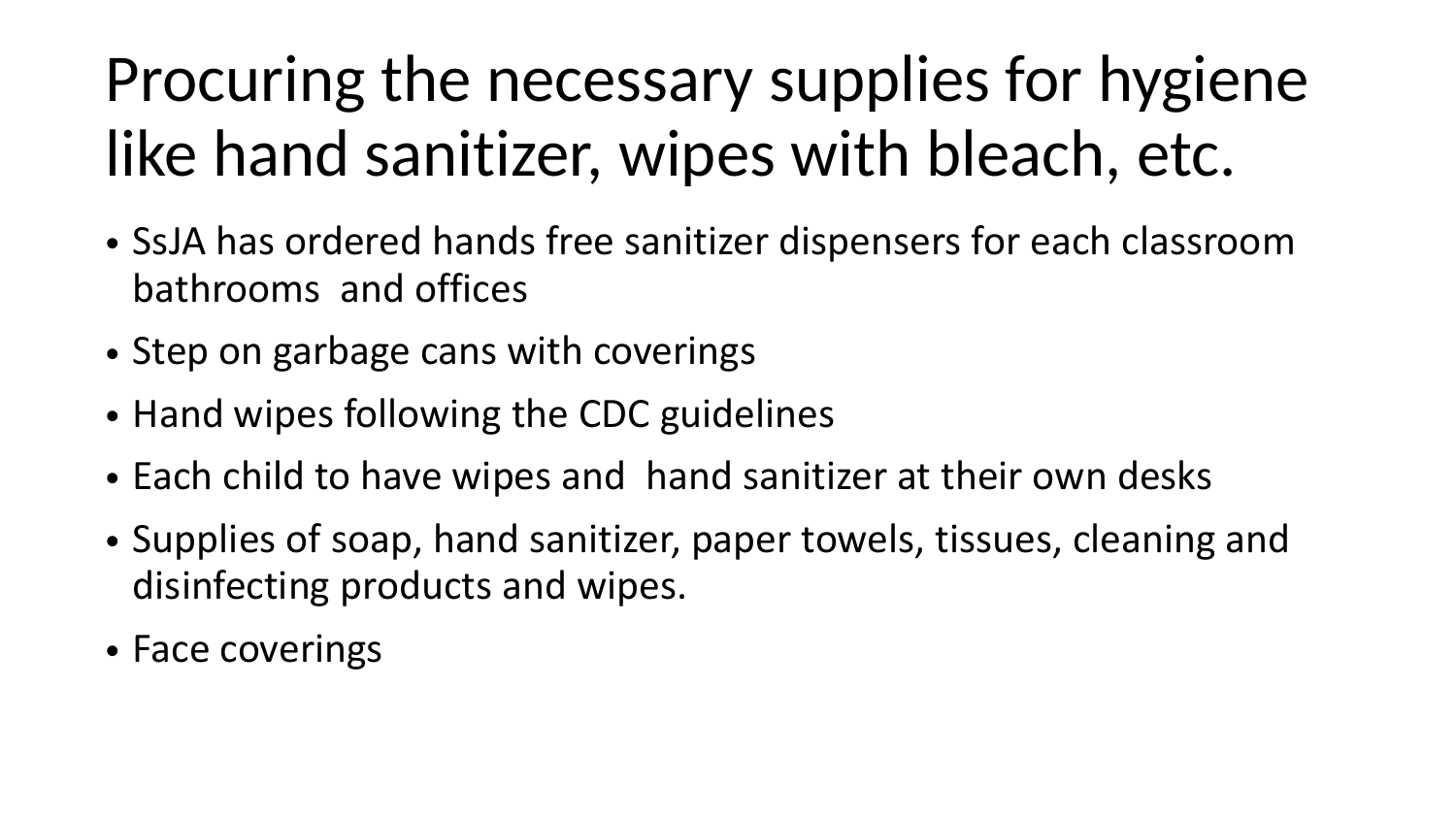# Procuring the necessary supplies for hygiene like hand sanitizer, wipes with bleach, etc.

- SsJA has ordered hands free sanitizer dispensers for each classroom bathrooms and offices
- Step on garbage cans with coverings
- Hand wipes following the CDC guidelines
- Each child to have wipes and hand sanitizer at their own desks
- Supplies of soap, hand sanitizer, paper towels, tissues, cleaning and disinfecting products and wipes.
- Face coverings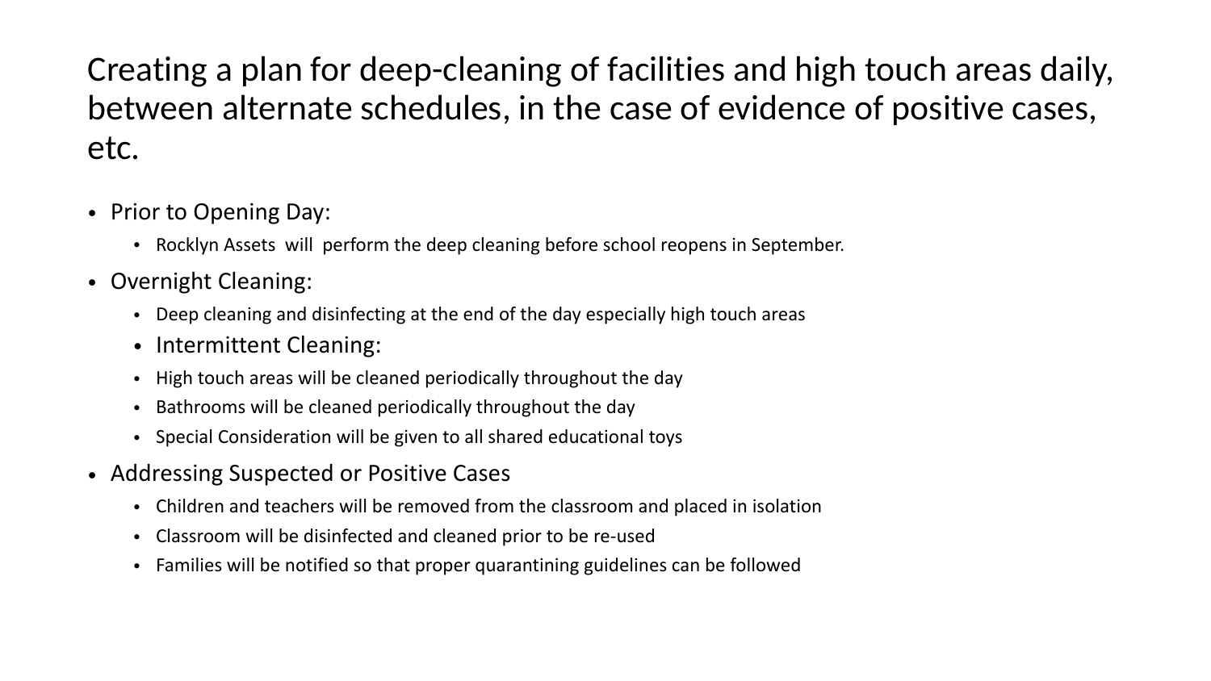# Creating a plan for deep-cleaning of facilities and high touch areas daily, between alternate schedules, in the case of evidence of positive cases, etc.

- Prior to Opening Day:
  - Rocklyn Assets will perform the deep cleaning before school reopens in September.
- Overnight Cleaning:
  - Deep cleaning and disinfecting at the end of the day especially high touch areas
  - Intermittent Cleaning:
  - High touch areas will be cleaned periodically throughout the day
  - Bathrooms will be cleaned periodically throughout the day
  - Special Consideration will be given to all shared educational toys
- Addressing Suspected or Positive Cases
  - Children and teachers will be removed from the classroom and placed in isolation
  - Classroom will be disinfected and cleaned prior to be re-used
  - Families will be notified so that proper quarantining guidelines can be followed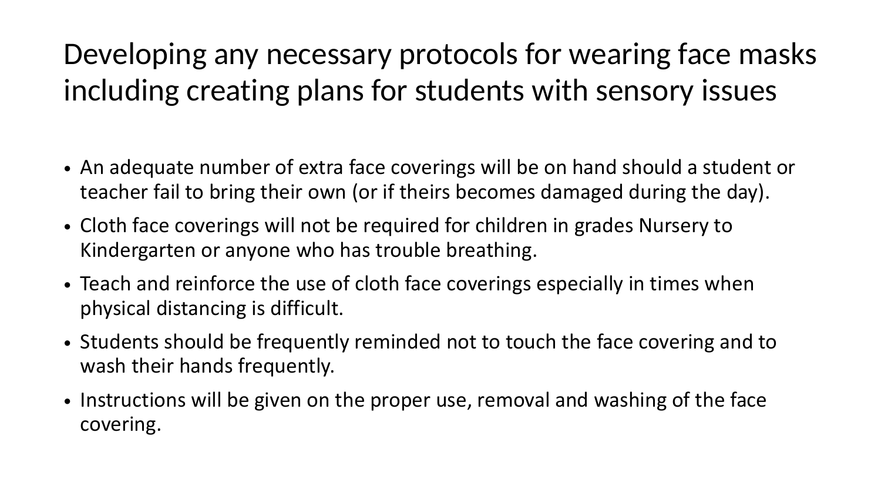# Developing any necessary protocols for wearing face masks including creating plans for students with sensory issues

- An adequate number of extra face coverings will be on hand should a student or teacher fail to bring their own (or if theirs becomes damaged during the day).
- Cloth face coverings will not be required for children in grades Nursery to Kindergarten or anyone who has trouble breathing.
- Teach and reinforce the use of cloth face coverings especially in times when physical distancing is difficult.
- Students should be frequently reminded not to touch the face covering and to wash their hands frequently.
- Instructions will be given on the proper use, removal and washing of the face covering.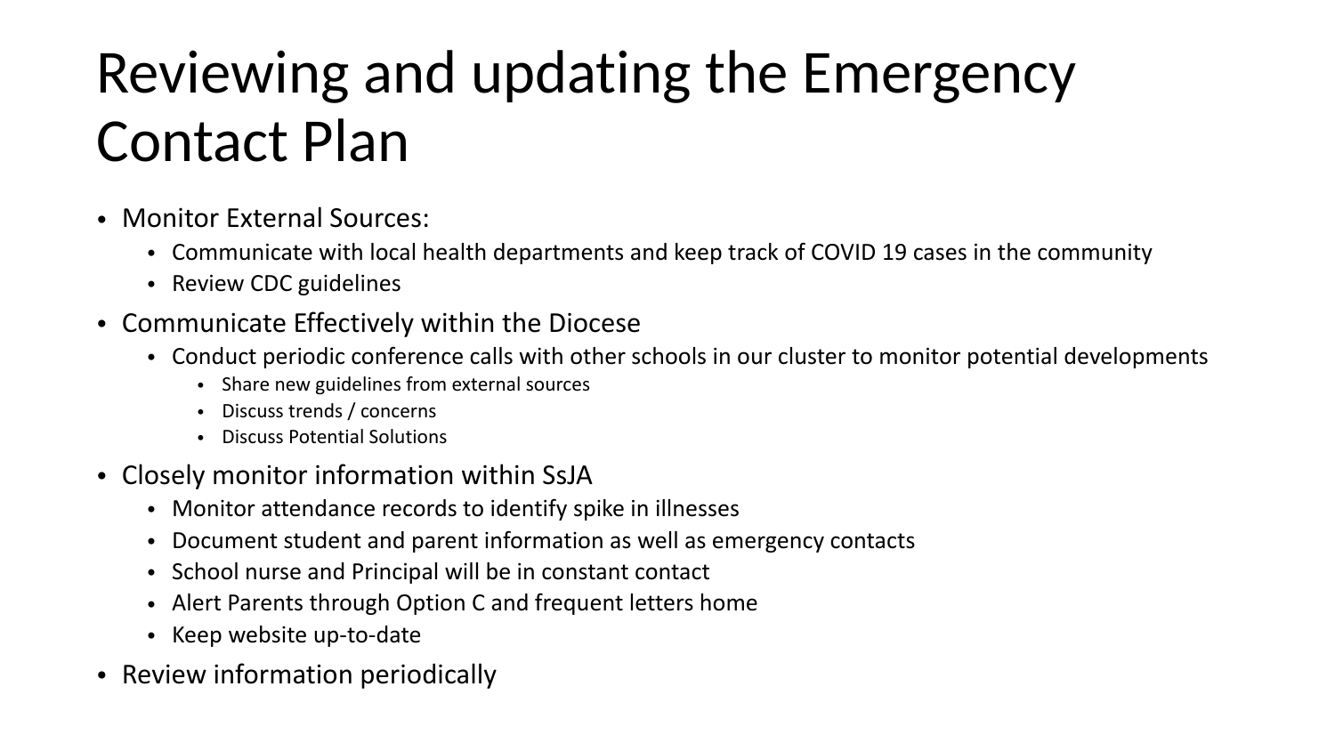# Reviewing and updating the Emergency Contact Plan

- Monitor External Sources:
  - Communicate with local health departments and keep track of COVID 19 cases in the community
  - Review CDC guidelines
- Communicate Effectively within the Diocese
  - Conduct periodic conference calls with other schools in our cluster to monitor potential developments
    - Share new guidelines from external sources
    - Discuss trends / concerns
    - Discuss Potential Solutions
- Closely monitor information within SsJA
  - Monitor attendance records to identify spike in illnesses
  - Document student and parent information as well as emergency contacts
  - School nurse and Principal will be in constant contact
  - Alert Parents through Option C and frequent letters home
  - Keep website up-to-date
- Review information periodically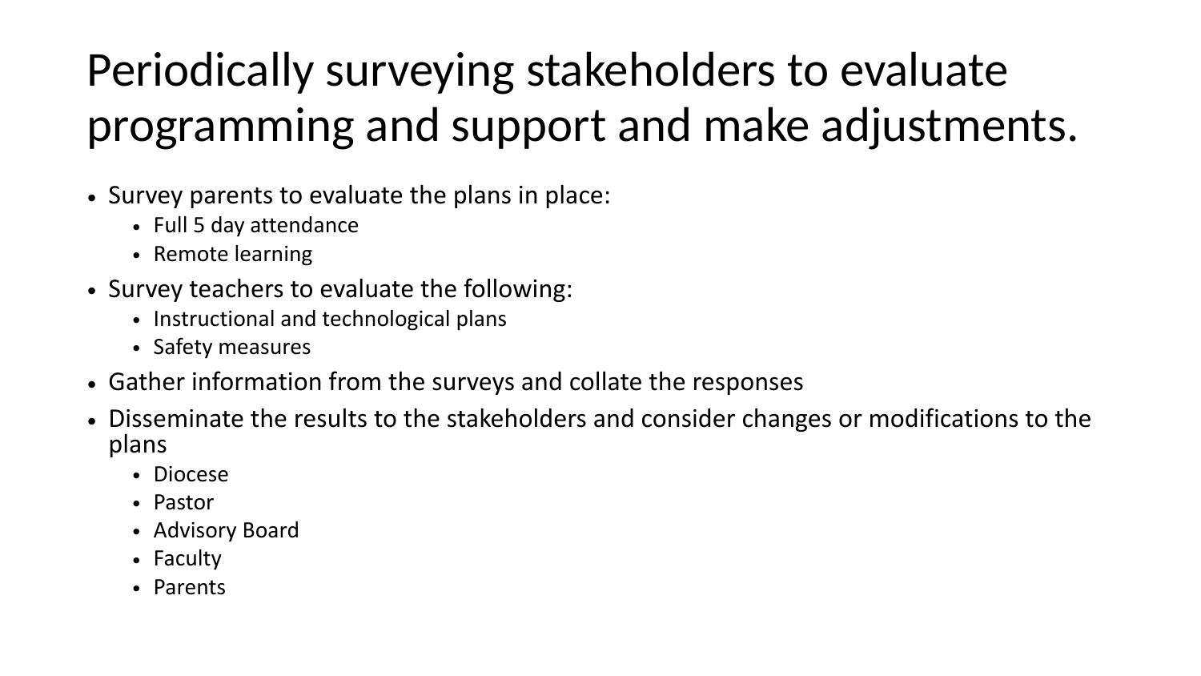# Periodically surveying stakeholders to evaluate programming and support and make adjustments.

- Survey parents to evaluate the plans in place:
  - Full 5 day attendance
  - Remote learning
- Survey teachers to evaluate the following:
  - Instructional and technological plans
  - Safety measures
- Gather information from the surveys and collate the responses
- Disseminate the results to the stakeholders and consider changes or modifications to the plans
  - Diocese
  - Pastor
  - Advisory Board
  - Faculty
  - Parents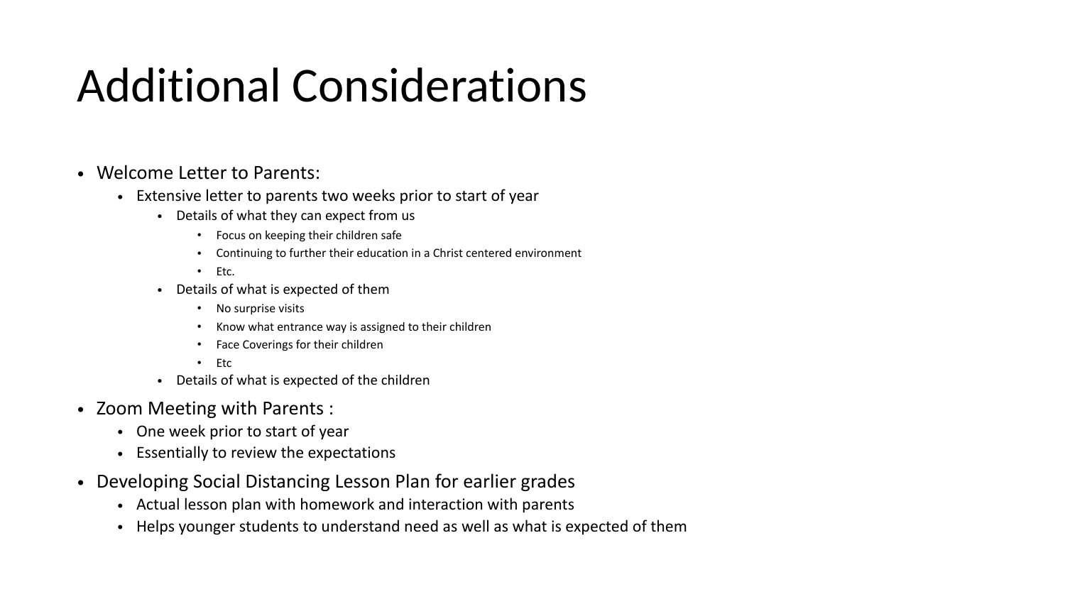# Additional Considerations

- Welcome Letter to Parents:
  - Extensive letter to parents two weeks prior to start of year
    - Details of what they can expect from us
      - Focus on keeping their children safe
      - Continuing to further their education in a Christ centered environment
      - Etc.
    - Details of what is expected of them
      - No surprise visits
      - Know what entrance way is assigned to their children
      - Face Coverings for their children
      - Etc
    - Details of what is expected of the children
- Zoom Meeting with Parents :
  - One week prior to start of year
  - Essentially to review the expectations
- Developing Social Distancing Lesson Plan for earlier grades
  - Actual lesson plan with homework and interaction with parents
  - Helps younger students to understand need as well as what is expected of them